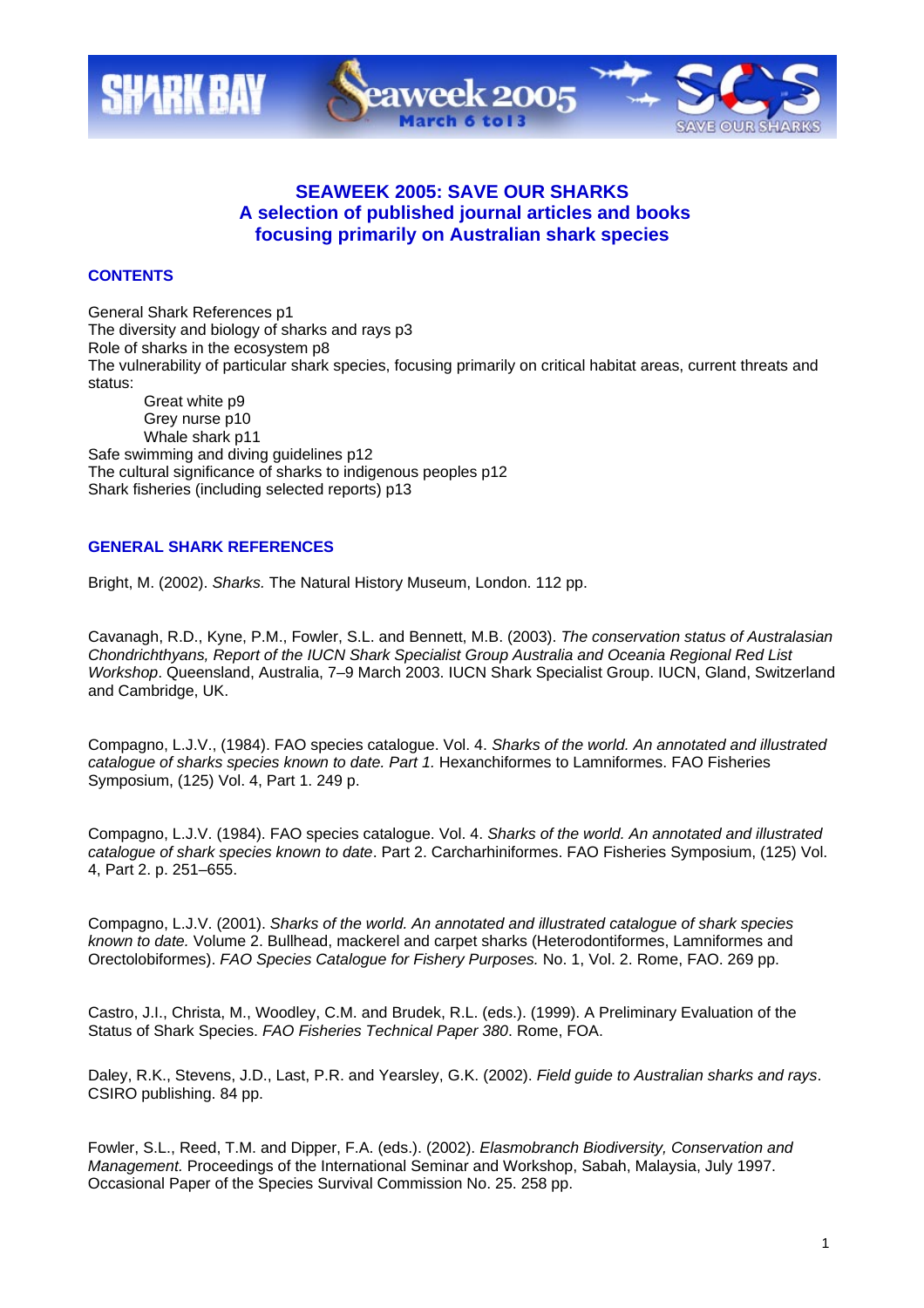# SEAWEEK 2005: SAVE OUR SHARKS
# A selection of published journal articles and books focusing primarily on Australian shark species

## CONTENTS

General Shark References p1
The diversity and biology of sharks and rays p3
Role of sharks in the ecosystem p8
The vulnerability of particular shark species, focusing primarily on critical habitat areas, current threats and status:

- Great white p9
- Grey nurse p10
- Whale shark p11

Safe swimming and diving guidelines p12
The cultural significance of sharks to indigenous peoples p12
Shark fisheries (including selected reports) p13

## GENERAL SHARK REFERENCES

Bright, M. (2002). *Sharks.* The Natural History Museum, London. 112 pp.

Cavanagh, R.D., Kyne, P.M., Fowler, S.L. and Bennett, M.B. (2003). *The conservation status of Australasian Chondrichthyans, Report of the IUCN Shark Specialist Group Australia and Oceania Regional Red List Workshop*. Queensland, Australia, 7–9 March 2003. IUCN Shark Specialist Group. IUCN, Gland, Switzerland and Cambridge, UK.

Compagno, L.J.V., (1984). FAO species catalogue. Vol. 4. *Sharks of the world. An annotated and illustrated catalogue of sharks species known to date. Part 1.* Hexanchiformes to Lamniformes. FAO Fisheries Symposium, (125) Vol. 4, Part 1. 249 p.

Compagno, L.J.V. (1984). FAO species catalogue. Vol. 4. *Sharks of the world. An annotated and illustrated catalogue of shark species known to date*. Part 2. Carcharhiniformes. FAO Fisheries Symposium, (125) Vol. 4, Part 2. p. 251–655.

Compagno, L.J.V. (2001). *Sharks of the world. An annotated and illustrated catalogue of shark species known to date.* Volume 2. Bullhead, mackerel and carpet sharks (Heterodontiformes, Lamniformes and Orectolobiformes). *FAO Species Catalogue for Fishery Purposes.* No. 1, Vol. 2. Rome, FAO. 269 pp.

Castro, J.I., Christa, M., Woodley, C.M. and Brudek, R.L. (eds.). (1999). A Preliminary Evaluation of the Status of Shark Species. *FAO Fisheries Technical Paper 380*. Rome, FOA.

Daley, R.K., Stevens, J.D., Last, P.R. and Yearsley, G.K. (2002). *Field guide to Australian sharks and rays*. CSIRO publishing. 84 pp.

Fowler, S.L., Reed, T.M. and Dipper, F.A. (eds.). (2002). *Elasmobranch Biodiversity, Conservation and Management.* Proceedings of the International Seminar and Workshop, Sabah, Malaysia, July 1997. Occasional Paper of the Species Survival Commission No. 25. 258 pp.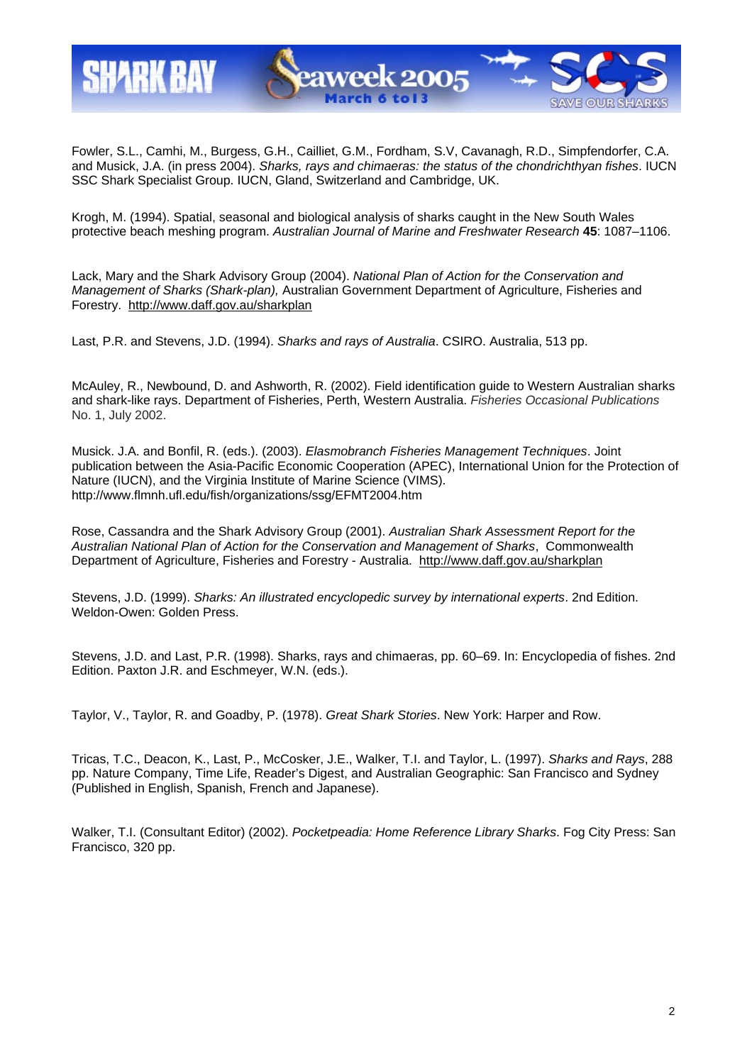Fowler, S.L., Camhi, M., Burgess, G.H., Cailliet, G.M., Fordham, S.V, Cavanagh, R.D., Simpfendorfer, C.A. and Musick, J.A. (in press 2004). *Sharks, rays and chimaeras: the status of the chondrichthyan fishes*. IUCN SSC Shark Specialist Group. IUCN, Gland, Switzerland and Cambridge, UK.

Krogh, M. (1994). Spatial, seasonal and biological analysis of sharks caught in the New South Wales protective beach meshing program. *Australian Journal of Marine and Freshwater Research* **45**: 1087–1106.

Lack, Mary and the Shark Advisory Group (2004). *National Plan of Action for the Conservation and Management of Sharks (Shark-plan),* Australian Government Department of Agriculture, Fisheries and Forestry. http://www.daff.gov.au/sharkplan

Last, P.R. and Stevens, J.D. (1994). *Sharks and rays of Australia*. CSIRO. Australia, 513 pp.

McAuley, R., Newbound, D. and Ashworth, R. (2002). Field identification guide to Western Australian sharks and shark-like rays. Department of Fisheries, Perth, Western Australia. *Fisheries Occasional Publications* No. 1, July 2002.

Musick. J.A. and Bonfil, R. (eds.). (2003). *Elasmobranch Fisheries Management Techniques*. Joint publication between the Asia-Pacific Economic Cooperation (APEC), International Union for the Protection of Nature (IUCN), and the Virginia Institute of Marine Science (VIMS). http://www.flmnh.ufl.edu/fish/organizations/ssg/EFMT2004.htm

Rose, Cassandra and the Shark Advisory Group (2001). *Australian Shark Assessment Report for the Australian National Plan of Action for the Conservation and Management of Sharks*, Commonwealth Department of Agriculture, Fisheries and Forestry - Australia. http://www.daff.gov.au/sharkplan

Stevens, J.D. (1999). *Sharks: An illustrated encyclopedic survey by international experts*. 2nd Edition. Weldon-Owen: Golden Press.

Stevens, J.D. and Last, P.R. (1998). Sharks, rays and chimaeras, pp. 60–69. In: Encyclopedia of fishes. 2nd Edition. Paxton J.R. and Eschmeyer, W.N. (eds.).

Taylor, V., Taylor, R. and Goadby, P. (1978). *Great Shark Stories*. New York: Harper and Row.

Tricas, T.C., Deacon, K., Last, P., McCosker, J.E., Walker, T.I. and Taylor, L. (1997). *Sharks and Rays*, 288 pp. Nature Company, Time Life, Reader's Digest, and Australian Geographic: San Francisco and Sydney (Published in English, Spanish, French and Japanese).

Walker, T.I. (Consultant Editor) (2002). *Pocketpeadia: Home Reference Library Sharks*. Fog City Press: San Francisco, 320 pp.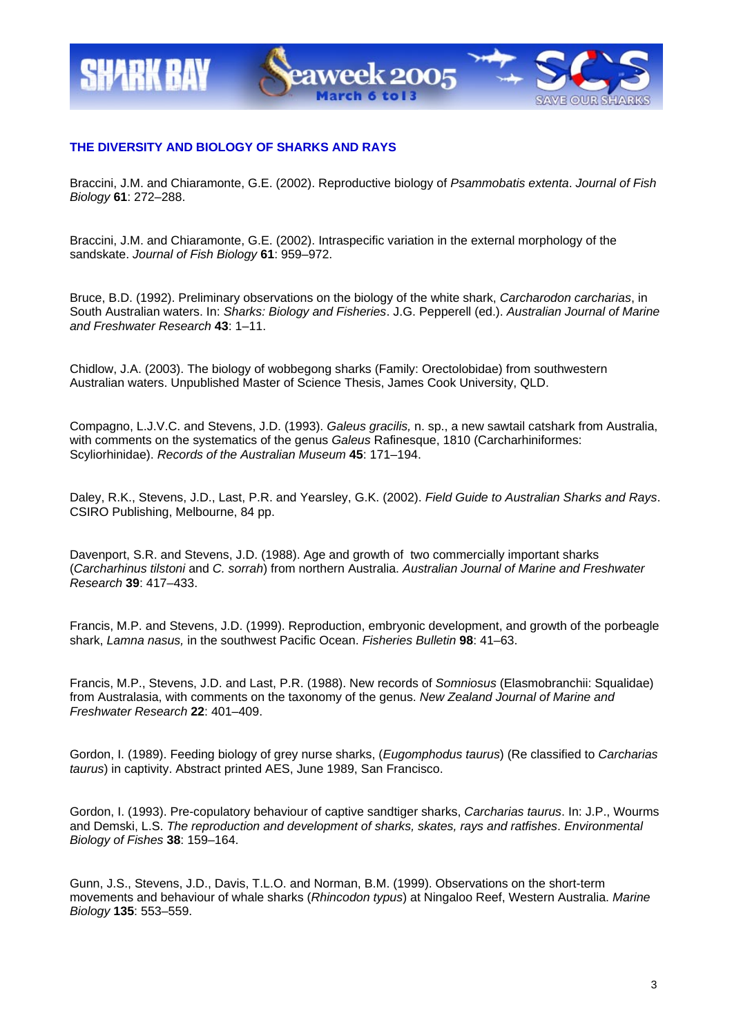## THE DIVERSITY AND BIOLOGY OF SHARKS AND RAYS

Braccini, J.M. and Chiaramonte, G.E. (2002). Reproductive biology of *Psammobatis extenta*. *Journal of Fish Biology* **61**: 272–288.

Braccini, J.M. and Chiaramonte, G.E. (2002). Intraspecific variation in the external morphology of the sandskate. *Journal of Fish Biology* **61**: 959–972.

Bruce, B.D. (1992). Preliminary observations on the biology of the white shark, *Carcharodon carcharias*, in South Australian waters. In: *Sharks: Biology and Fisheries*. J.G. Pepperell (ed.). *Australian Journal of Marine and Freshwater Research* **43**: 1–11.

Chidlow, J.A. (2003). The biology of wobbegong sharks (Family: Orectolobidae) from southwestern Australian waters. Unpublished Master of Science Thesis, James Cook University, QLD.

Compagno, L.J.V.C. and Stevens, J.D. (1993). *Galeus gracilis,* n. sp., a new sawtail catshark from Australia, with comments on the systematics of the genus *Galeus* Rafinesque, 1810 (Carcharhiniformes: Scyliorhinidae). *Records of the Australian Museum* **45**: 171–194.

Daley, R.K., Stevens, J.D., Last, P.R. and Yearsley, G.K. (2002). *Field Guide to Australian Sharks and Rays*. CSIRO Publishing, Melbourne, 84 pp.

Davenport, S.R. and Stevens, J.D. (1988). Age and growth of two commercially important sharks (*Carcharhinus tilstoni* and *C. sorrah*) from northern Australia. *Australian Journal of Marine and Freshwater Research* **39**: 417–433.

Francis, M.P. and Stevens, J.D. (1999). Reproduction, embryonic development, and growth of the porbeagle shark, *Lamna nasus,* in the southwest Pacific Ocean. *Fisheries Bulletin* **98**: 41–63.

Francis, M.P., Stevens, J.D. and Last, P.R. (1988). New records of *Somniosus* (Elasmobranchii: Squalidae) from Australasia, with comments on the taxonomy of the genus. *New Zealand Journal of Marine and Freshwater Research* **22**: 401–409.

Gordon, I. (1989). Feeding biology of grey nurse sharks, (*Eugomphodus taurus*) (Re classified to *Carcharias taurus*) in captivity. Abstract printed AES, June 1989, San Francisco.

Gordon, I. (1993). Pre-copulatory behaviour of captive sandtiger sharks, *Carcharias taurus*. In: J.P., Wourms and Demski, L.S. *The reproduction and development of sharks, skates, rays and ratfishes*. *Environmental Biology of Fishes* **38**: 159–164.

Gunn, J.S., Stevens, J.D., Davis, T.L.O. and Norman, B.M. (1999). Observations on the short-term movements and behaviour of whale sharks (*Rhincodon typus*) at Ningaloo Reef, Western Australia. *Marine Biology* **135**: 553–559.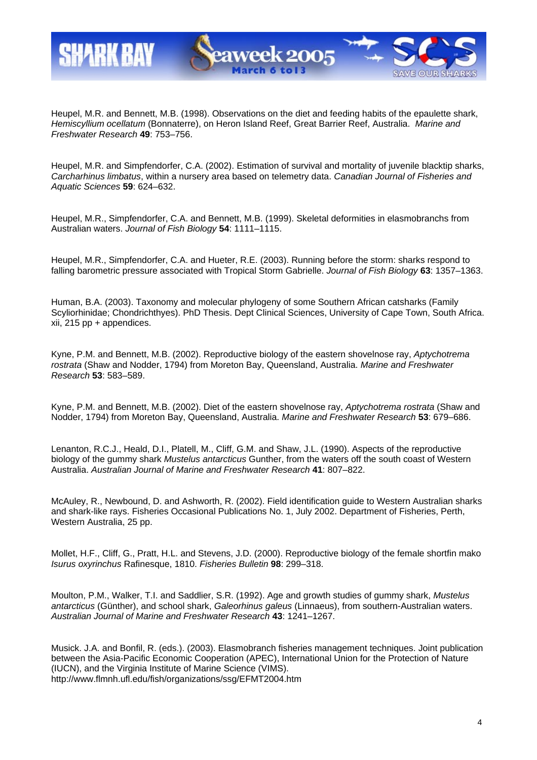Heupel, M.R. and Bennett, M.B. (1998). Observations on the diet and feeding habits of the epaulette shark, *Hemiscyllium ocellatum* (Bonnaterre), on Heron Island Reef, Great Barrier Reef, Australia. *Marine and Freshwater Research* **49**: 753–756.

Heupel, M.R. and Simpfendorfer, C.A. (2002). Estimation of survival and mortality of juvenile blacktip sharks, *Carcharhinus limbatus*, within a nursery area based on telemetry data. *Canadian Journal of Fisheries and Aquatic Sciences* **59**: 624–632.

Heupel, M.R., Simpfendorfer, C.A. and Bennett, M.B. (1999). Skeletal deformities in elasmobranchs from Australian waters. *Journal of Fish Biology* **54**: 1111–1115.

Heupel, M.R., Simpfendorfer, C.A. and Hueter, R.E. (2003). Running before the storm: sharks respond to falling barometric pressure associated with Tropical Storm Gabrielle. *Journal of Fish Biology* **63**: 1357–1363.

Human, B.A. (2003). Taxonomy and molecular phylogeny of some Southern African catsharks (Family Scyliorhinidae; Chondrichthyes). PhD Thesis. Dept Clinical Sciences, University of Cape Town, South Africa. xii, 215 pp + appendices.

Kyne, P.M. and Bennett, M.B. (2002). Reproductive biology of the eastern shovelnose ray, *Aptychotrema rostrata* (Shaw and Nodder, 1794) from Moreton Bay, Queensland, Australia. *Marine and Freshwater Research* **53**: 583–589.

Kyne, P.M. and Bennett, M.B. (2002). Diet of the eastern shovelnose ray, *Aptychotrema rostrata* (Shaw and Nodder, 1794) from Moreton Bay, Queensland, Australia. *Marine and Freshwater Research* **53**: 679–686.

Lenanton, R.C.J., Heald, D.I., Platell, M., Cliff, G.M. and Shaw, J.L. (1990). Aspects of the reproductive biology of the gummy shark *Mustelus antarcticus* Gunther, from the waters off the south coast of Western Australia. *Australian Journal of Marine and Freshwater Research* **41**: 807–822.

McAuley, R., Newbound, D. and Ashworth, R. (2002). Field identification guide to Western Australian sharks and shark-like rays. Fisheries Occasional Publications No. 1, July 2002. Department of Fisheries, Perth, Western Australia, 25 pp.

Mollet, H.F., Cliff, G., Pratt, H.L. and Stevens, J.D. (2000). Reproductive biology of the female shortfin mako *Isurus oxyrinchus* Rafinesque, 1810. *Fisheries Bulletin* **98**: 299–318.

Moulton, P.M., Walker, T.I. and Saddlier, S.R. (1992). Age and growth studies of gummy shark, *Mustelus antarcticus* (Günther), and school shark, *Galeorhinus galeus* (Linnaeus), from southern-Australian waters. *Australian Journal of Marine and Freshwater Research* **43**: 1241–1267.

Musick. J.A. and Bonfil, R. (eds.). (2003). Elasmobranch fisheries management techniques. Joint publication between the Asia-Pacific Economic Cooperation (APEC), International Union for the Protection of Nature (IUCN), and the Virginia Institute of Marine Science (VIMS). http://www.flmnh.ufl.edu/fish/organizations/ssg/EFMT2004.htm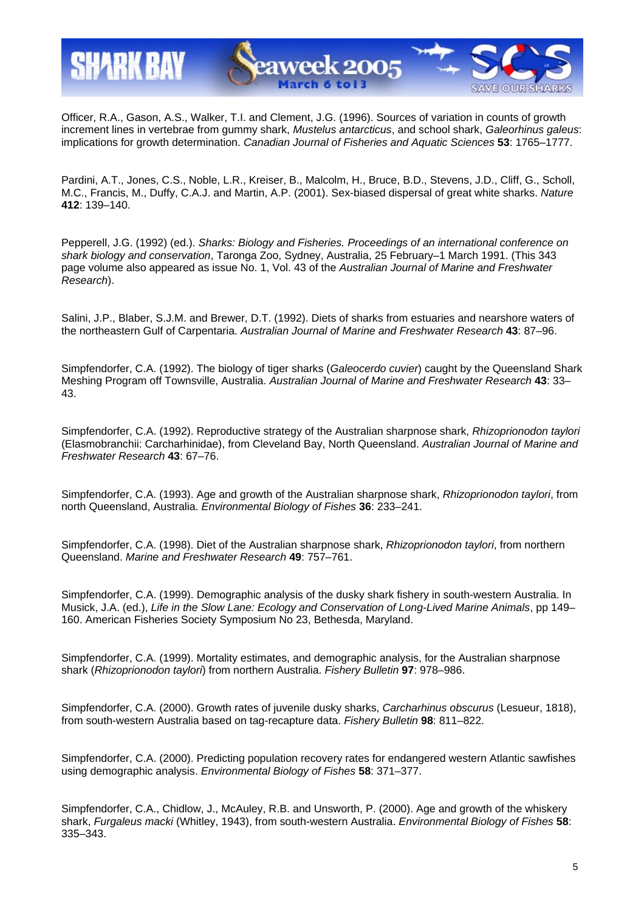Officer, R.A., Gason, A.S., Walker, T.I. and Clement, J.G. (1996). Sources of variation in counts of growth increment lines in vertebrae from gummy shark, *Mustelus antarcticus*, and school shark, *Galeorhinus galeus*: implications for growth determination. *Canadian Journal of Fisheries and Aquatic Sciences* **53**: 1765–1777.

Pardini, A.T., Jones, C.S., Noble, L.R., Kreiser, B., Malcolm, H., Bruce, B.D., Stevens, J.D., Cliff, G., Scholl, M.C., Francis, M., Duffy, C.A.J. and Martin, A.P. (2001). Sex-biased dispersal of great white sharks. *Nature* **412**: 139–140.

Pepperell, J.G. (1992) (ed.). *Sharks: Biology and Fisheries. Proceedings of an international conference on shark biology and conservation*, Taronga Zoo, Sydney, Australia, 25 February–1 March 1991. (This 343 page volume also appeared as issue No. 1, Vol. 43 of the *Australian Journal of Marine and Freshwater Research*).

Salini, J.P., Blaber, S.J.M. and Brewer, D.T. (1992). Diets of sharks from estuaries and nearshore waters of the northeastern Gulf of Carpentaria. *Australian Journal of Marine and Freshwater Research* **43**: 87–96.

Simpfendorfer, C.A. (1992). The biology of tiger sharks (*Galeocerdo cuvier*) caught by the Queensland Shark Meshing Program off Townsville, Australia. *Australian Journal of Marine and Freshwater Research* **43**: 33–43.

Simpfendorfer, C.A. (1992). Reproductive strategy of the Australian sharpnose shark, *Rhizoprionodon taylori* (Elasmobranchii: Carcharhinidae), from Cleveland Bay, North Queensland. *Australian Journal of Marine and Freshwater Research* **43**: 67–76.

Simpfendorfer, C.A. (1993). Age and growth of the Australian sharpnose shark, *Rhizoprionodon taylori*, from north Queensland, Australia. *Environmental Biology of Fishes* **36**: 233–241.

Simpfendorfer, C.A. (1998). Diet of the Australian sharpnose shark, *Rhizoprionodon taylori*, from northern Queensland. *Marine and Freshwater Research* **49**: 757–761.

Simpfendorfer, C.A. (1999). Demographic analysis of the dusky shark fishery in south-western Australia. In Musick, J.A. (ed.), *Life in the Slow Lane: Ecology and Conservation of Long-Lived Marine Animals*, pp 149–160. American Fisheries Society Symposium No 23, Bethesda, Maryland.

Simpfendorfer, C.A. (1999). Mortality estimates, and demographic analysis, for the Australian sharpnose shark (*Rhizoprionodon taylori*) from northern Australia. *Fishery Bulletin* **97**: 978–986.

Simpfendorfer, C.A. (2000). Growth rates of juvenile dusky sharks, *Carcharhinus obscurus* (Lesueur, 1818), from south-western Australia based on tag-recapture data. *Fishery Bulletin* **98**: 811–822.

Simpfendorfer, C.A. (2000). Predicting population recovery rates for endangered western Atlantic sawfishes using demographic analysis. *Environmental Biology of Fishes* **58**: 371–377.

Simpfendorfer, C.A., Chidlow, J., McAuley, R.B. and Unsworth, P. (2000). Age and growth of the whiskery shark, *Furgaleus macki* (Whitley, 1943), from south-western Australia. *Environmental Biology of Fishes* **58**: 335–343.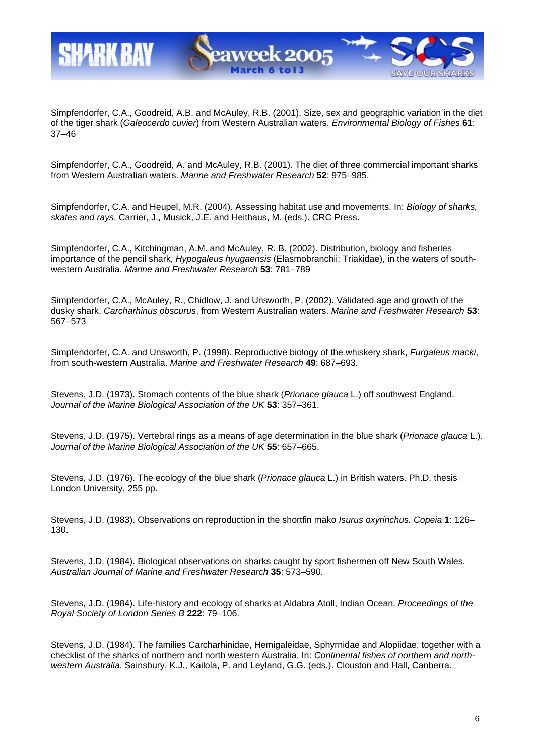Simpfendorfer, C.A., Goodreid, A.B. and McAuley, R.B. (2001). Size, sex and geographic variation in the diet of the tiger shark (*Galeocerdo cuvier*) from Western Australian waters. *Environmental Biology of Fishes* **61**: 37–46

Simpfendorfer, C.A., Goodreid, A. and McAuley, R.B. (2001). The diet of three commercial important sharks from Western Australian waters. *Marine and Freshwater Research* **52**: 975–985.

Simpfendorfer, C.A. and Heupel, M.R. (2004). Assessing habitat use and movements. In: *Biology of sharks, skates and rays*. Carrier, J., Musick, J.E. and Heithaus, M. (eds.). CRC Press.

Simpfendorfer, C.A., Kitchingman, A.M. and McAuley, R. B. (2002). Distribution, biology and fisheries importance of the pencil shark, *Hypogaleus hyugaensis* (Elasmobranchii: Triakidae), in the waters of south-western Australia. *Marine and Freshwater Research* **53**: 781–789

Simpfendorfer, C.A., McAuley, R., Chidlow, J. and Unsworth, P. (2002). Validated age and growth of the dusky shark, *Carcharhinus obscurus*, from Western Australian waters. *Marine and Freshwater Research* **53**: 567–573

Simpfendorfer, C.A. and Unsworth, P. (1998). Reproductive biology of the whiskery shark, *Furgaleus macki*, from south-western Australia. *Marine and Freshwater Research* **49**: 687–693.

Stevens, J.D. (1973). Stomach contents of the blue shark (*Prionace glauca* L.) off southwest England. *Journal of the Marine Biological Association of the UK* **53**: 357–361.

Stevens, J.D. (1975). Vertebral rings as a means of age determination in the blue shark (*Prionace glauca* L.). *Journal of the Marine Biological Association of the UK* **55**: 657–665.

Stevens, J.D. (1976). The ecology of the blue shark (*Prionace glauca* L.) in British waters. Ph.D. thesis London University, 255 pp.

Stevens, J.D. (1983). Observations on reproduction in the shortfin mako *Isurus oxyrinchus. Copeia* **1**: 126–130.

Stevens, J.D. (1984). Biological observations on sharks caught by sport fishermen off New South Wales. *Australian Journal of Marine and Freshwater Research* **35**: 573–590.

Stevens, J.D. (1984). Life-history and ecology of sharks at Aldabra Atoll, Indian Ocean. *Proceedings of the Royal Society of London Series B* **222**: 79–106.

Stevens, J.D. (1984). The families Carcharhinidae, Hemigaleidae, Sphyrnidae and Alopiidae, together with a checklist of the sharks of northern and north western Australia. In: *Continental fishes of northern and north-western Australia*. Sainsbury, K.J., Kailola, P. and Leyland, G.G. (eds.). Clouston and Hall, Canberra.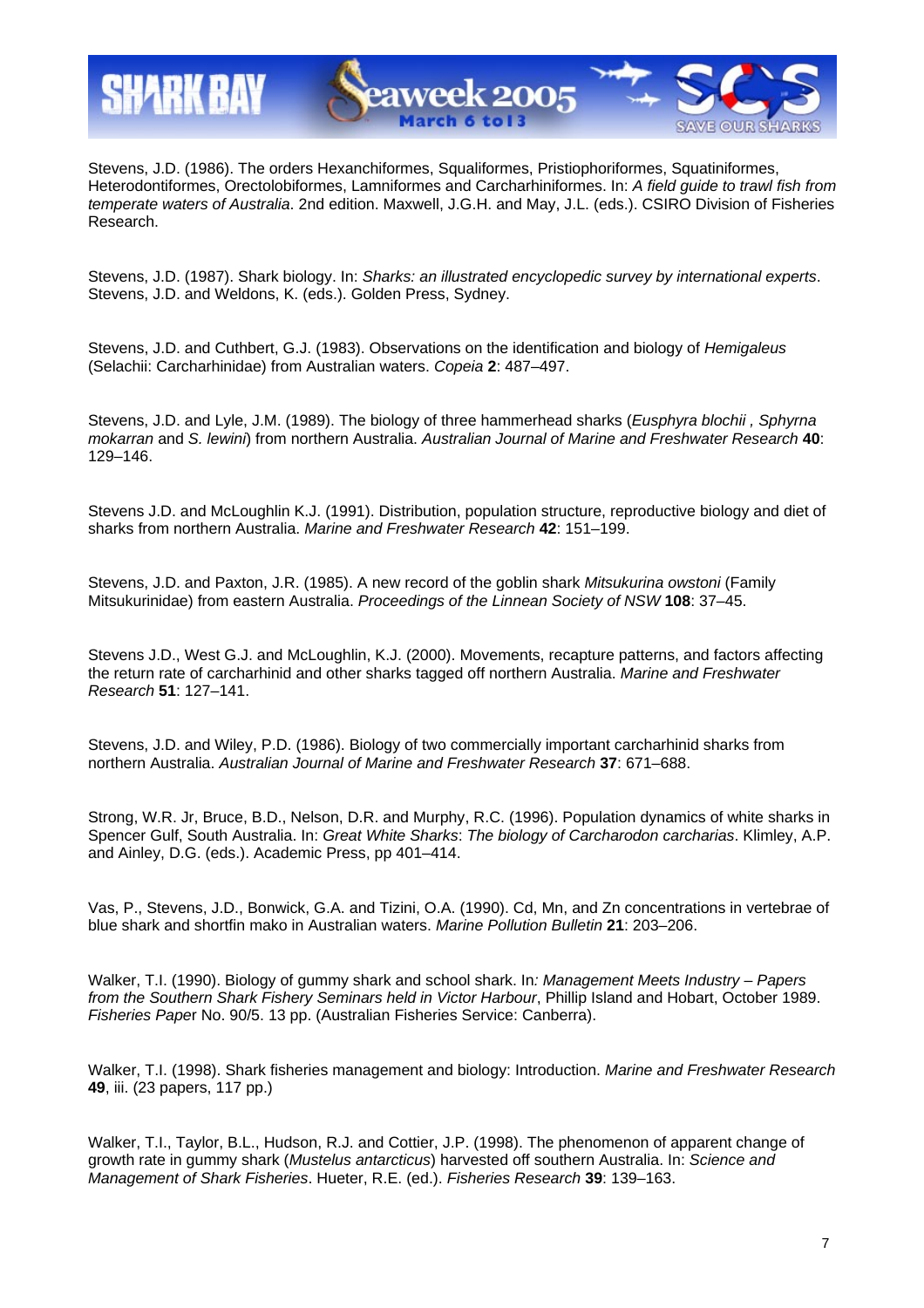Stevens, J.D. (1986). The orders Hexanchiformes, Squaliformes, Pristiophoriformes, Squatiniformes, Heterodontiformes, Orectolobiformes, Lamniformes and Carcharhiniformes. In: *A field guide to trawl fish from temperate waters of Australia*. 2nd edition. Maxwell, J.G.H. and May, J.L. (eds.). CSIRO Division of Fisheries Research.

Stevens, J.D. (1987). Shark biology. In: *Sharks: an illustrated encyclopedic survey by international experts*. Stevens, J.D. and Weldons, K. (eds.). Golden Press, Sydney.

Stevens, J.D. and Cuthbert, G.J. (1983). Observations on the identification and biology of *Hemigaleus* (Selachii: Carcharhinidae) from Australian waters. *Copeia* **2**: 487–497.

Stevens, J.D. and Lyle, J.M. (1989). The biology of three hammerhead sharks (*Eusphyra blochii , Sphyrna mokarran* and *S. lewini*) from northern Australia. *Australian Journal of Marine and Freshwater Research* **40**: 129–146.

Stevens J.D. and McLoughlin K.J. (1991). Distribution, population structure, reproductive biology and diet of sharks from northern Australia. *Marine and Freshwater Research* **42**: 151–199.

Stevens, J.D. and Paxton, J.R. (1985). A new record of the goblin shark *Mitsukurina owstoni* (Family Mitsukurinidae) from eastern Australia. *Proceedings of the Linnean Society of NSW* **108**: 37–45.

Stevens J.D., West G.J. and McLoughlin, K.J. (2000). Movements, recapture patterns, and factors affecting the return rate of carcharhinid and other sharks tagged off northern Australia. *Marine and Freshwater Research* **51**: 127–141.

Stevens, J.D. and Wiley, P.D. (1986). Biology of two commercially important carcharhinid sharks from northern Australia. *Australian Journal of Marine and Freshwater Research* **37**: 671–688.

Strong, W.R. Jr, Bruce, B.D., Nelson, D.R. and Murphy, R.C. (1996). Population dynamics of white sharks in Spencer Gulf, South Australia. In: *Great White Sharks*: *The biology of Carcharodon carcharias*. Klimley, A.P. and Ainley, D.G. (eds.). Academic Press, pp 401–414.

Vas, P., Stevens, J.D., Bonwick, G.A. and Tizini, O.A. (1990). Cd, Mn, and Zn concentrations in vertebrae of blue shark and shortfin mako in Australian waters. *Marine Pollution Bulletin* **21**: 203–206.

Walker, T.I. (1990). Biology of gummy shark and school shark. In*: Management Meets Industry – Papers from the Southern Shark Fishery Seminars held in Victor Harbour*, Phillip Island and Hobart, October 1989. *Fisheries Pape*r No. 90/5. 13 pp. (Australian Fisheries Service: Canberra).

Walker, T.I. (1998). Shark fisheries management and biology: Introduction. *Marine and Freshwater Research* **49**, iii. (23 papers, 117 pp.)

Walker, T.I., Taylor, B.L., Hudson, R.J. and Cottier, J.P. (1998). The phenomenon of apparent change of growth rate in gummy shark (*Mustelus antarcticus*) harvested off southern Australia. In: *Science and Management of Shark Fisheries*. Hueter, R.E. (ed.). *Fisheries Research* **39**: 139–163.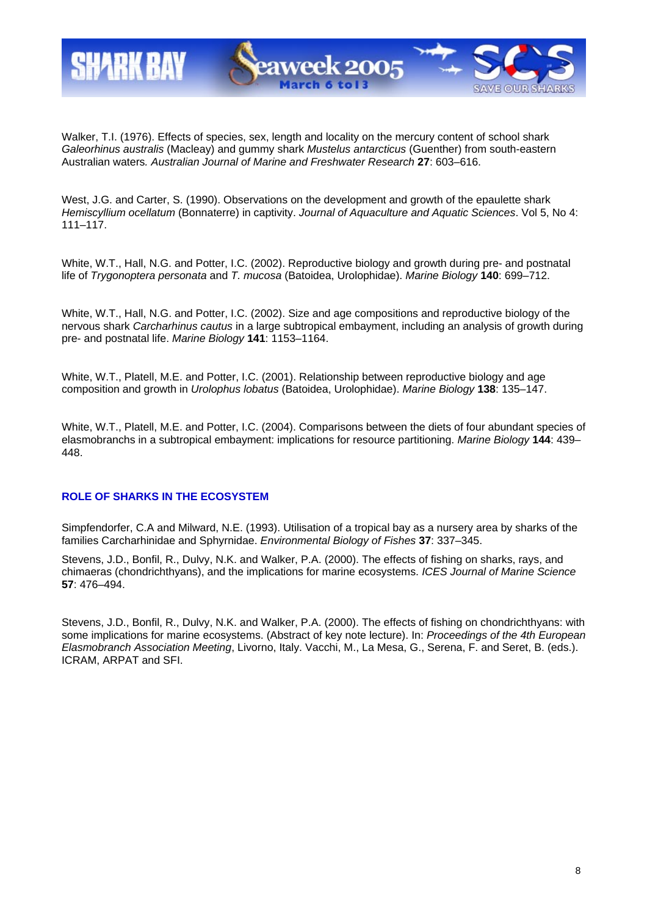Walker, T.I. (1976). Effects of species, sex, length and locality on the mercury content of school shark *Galeorhinus australis* (Macleay) and gummy shark *Mustelus antarcticus* (Guenther) from south-eastern Australian waters*. Australian Journal of Marine and Freshwater Research* **27**: 603–616.

West, J.G. and Carter, S. (1990). Observations on the development and growth of the epaulette shark *Hemiscyllium ocellatum* (Bonnaterre) in captivity. *Journal of Aquaculture and Aquatic Sciences*. Vol 5, No 4: 111–117.

White, W.T., Hall, N.G. and Potter, I.C. (2002). Reproductive biology and growth during pre- and postnatal life of *Trygonoptera personata* and *T. mucosa* (Batoidea, Urolophidae). *Marine Biology* **140**: 699–712.

White, W.T., Hall, N.G. and Potter, I.C. (2002). Size and age compositions and reproductive biology of the nervous shark *Carcharhinus cautus* in a large subtropical embayment, including an analysis of growth during pre- and postnatal life. *Marine Biology* **141**: 1153–1164.

White, W.T., Platell, M.E. and Potter, I.C. (2001). Relationship between reproductive biology and age composition and growth in *Urolophus lobatus* (Batoidea, Urolophidae). *Marine Biology* **138**: 135–147.

White, W.T., Platell, M.E. and Potter, I.C. (2004). Comparisons between the diets of four abundant species of elasmobranchs in a subtropical embayment: implications for resource partitioning. *Marine Biology* **144**: 439–448.

## ROLE OF SHARKS IN THE ECOSYSTEM

Simpfendorfer, C.A and Milward, N.E. (1993). Utilisation of a tropical bay as a nursery area by sharks of the families Carcharhinidae and Sphyrnidae. *Environmental Biology of Fishes* **37**: 337–345.

Stevens, J.D., Bonfil, R., Dulvy, N.K. and Walker, P.A. (2000). The effects of fishing on sharks, rays, and chimaeras (chondrichthyans), and the implications for marine ecosystems. *ICES Journal of Marine Science* **57**: 476–494.

Stevens, J.D., Bonfil, R., Dulvy, N.K. and Walker, P.A. (2000). The effects of fishing on chondrichthyans: with some implications for marine ecosystems. (Abstract of key note lecture). In: *Proceedings of the 4th European Elasmobranch Association Meeting*, Livorno, Italy. Vacchi, M., La Mesa, G., Serena, F. and Seret, B. (eds.). ICRAM, ARPAT and SFI.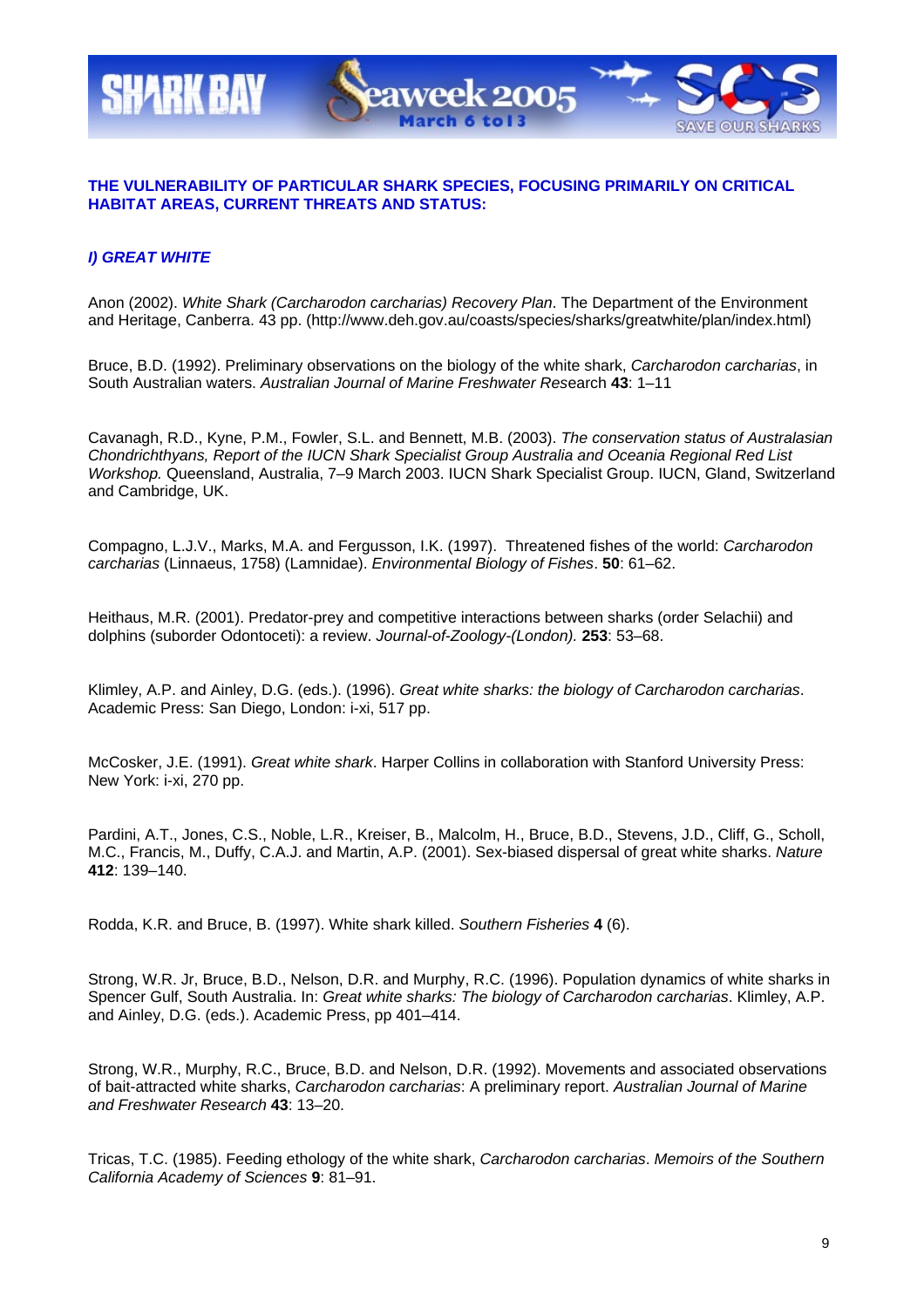**THE VULNERABILITY OF PARTICULAR SHARK SPECIES, FOCUSING PRIMARILY ON CRITICAL HABITAT AREAS, CURRENT THREATS AND STATUS:**

***I) GREAT WHITE***

Anon (2002). *White Shark (Carcharodon carcharias) Recovery Plan*. The Department of the Environment and Heritage, Canberra. 43 pp. (http://www.deh.gov.au/coasts/species/sharks/greatwhite/plan/index.html)

Bruce, B.D. (1992). Preliminary observations on the biology of the white shark, *Carcharodon carcharias*, in South Australian waters. *Australian Journal of Marine Freshwater Res*earch **43**: 1–11

Cavanagh, R.D., Kyne, P.M., Fowler, S.L. and Bennett, M.B. (2003). *The conservation status of Australasian Chondrichthyans, Report of the IUCN Shark Specialist Group Australia and Oceania Regional Red List Workshop.* Queensland, Australia, 7–9 March 2003. IUCN Shark Specialist Group. IUCN, Gland, Switzerland and Cambridge, UK.

Compagno, L.J.V., Marks, M.A. and Fergusson, I.K. (1997). Threatened fishes of the world: *Carcharodon carcharias* (Linnaeus, 1758) (Lamnidae). *Environmental Biology of Fishes*. **50**: 61–62.

Heithaus, M.R. (2001). Predator-prey and competitive interactions between sharks (order Selachii) and dolphins (suborder Odontoceti): a review. *Journal-of-Zoology-(London).* **253**: 53–68.

Klimley, A.P. and Ainley, D.G. (eds.). (1996). *Great white sharks: the biology of Carcharodon carcharias*. Academic Press: San Diego, London: i-xi, 517 pp.

McCosker, J.E. (1991). *Great white shark*. Harper Collins in collaboration with Stanford University Press: New York: i-xi, 270 pp.

Pardini, A.T., Jones, C.S., Noble, L.R., Kreiser, B., Malcolm, H., Bruce, B.D., Stevens, J.D., Cliff, G., Scholl, M.C., Francis, M., Duffy, C.A.J. and Martin, A.P. (2001). Sex-biased dispersal of great white sharks. *Nature* **412**: 139–140.

Rodda, K.R. and Bruce, B. (1997). White shark killed. *Southern Fisheries* **4** (6).

Strong, W.R. Jr, Bruce, B.D., Nelson, D.R. and Murphy, R.C. (1996). Population dynamics of white sharks in Spencer Gulf, South Australia. In: *Great white sharks: The biology of Carcharodon carcharias*. Klimley, A.P. and Ainley, D.G. (eds.). Academic Press, pp 401–414.

Strong, W.R., Murphy, R.C., Bruce, B.D. and Nelson, D.R. (1992). Movements and associated observations of bait-attracted white sharks, *Carcharodon carcharias*: A preliminary report. *Australian Journal of Marine and Freshwater Research* **43**: 13–20.

Tricas, T.C. (1985). Feeding ethology of the white shark, *Carcharodon carcharias*. *Memoirs of the Southern California Academy of Sciences* **9**: 81–91.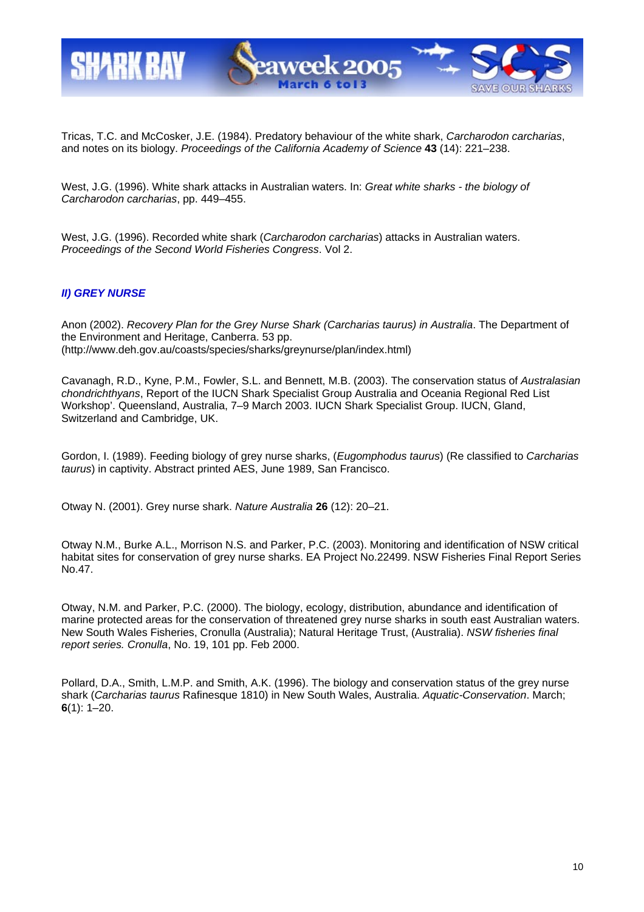Tricas, T.C. and McCosker, J.E. (1984). Predatory behaviour of the white shark, *Carcharodon carcharias*, and notes on its biology. *Proceedings of the California Academy of Science* **43** (14): 221–238.

West, J.G. (1996). White shark attacks in Australian waters. In: *Great white sharks - the biology of Carcharodon carcharias*, pp. 449–455.

West, J.G. (1996). Recorded white shark (*Carcharodon carcharias*) attacks in Australian waters. *Proceedings of the Second World Fisheries Congress*. Vol 2.

### *II) GREY NURSE*

Anon (2002). *Recovery Plan for the Grey Nurse Shark (Carcharias taurus) in Australia*. The Department of the Environment and Heritage, Canberra. 53 pp. (http://www.deh.gov.au/coasts/species/sharks/greynurse/plan/index.html)

Cavanagh, R.D., Kyne, P.M., Fowler, S.L. and Bennett, M.B. (2003). The conservation status of *Australasian chondrichthyans*, Report of the IUCN Shark Specialist Group Australia and Oceania Regional Red List Workshop'. Queensland, Australia, 7–9 March 2003. IUCN Shark Specialist Group. IUCN, Gland, Switzerland and Cambridge, UK.

Gordon, I. (1989). Feeding biology of grey nurse sharks, (*Eugomphodus taurus*) (Re classified to *Carcharias taurus*) in captivity. Abstract printed AES, June 1989, San Francisco.

Otway N. (2001). Grey nurse shark. *Nature Australia* **26** (12): 20–21.

Otway N.M., Burke A.L., Morrison N.S. and Parker, P.C. (2003). Monitoring and identification of NSW critical habitat sites for conservation of grey nurse sharks. EA Project No.22499. NSW Fisheries Final Report Series No.47.

Otway, N.M. and Parker, P.C. (2000). The biology, ecology, distribution, abundance and identification of marine protected areas for the conservation of threatened grey nurse sharks in south east Australian waters. New South Wales Fisheries, Cronulla (Australia); Natural Heritage Trust, (Australia). *NSW fisheries final report series. Cronulla*, No. 19, 101 pp. Feb 2000.

Pollard, D.A., Smith, L.M.P. and Smith, A.K. (1996). The biology and conservation status of the grey nurse shark (*Carcharias taurus* Rafinesque 1810) in New South Wales, Australia. *Aquatic-Conservation*. March; **6**(1): 1–20.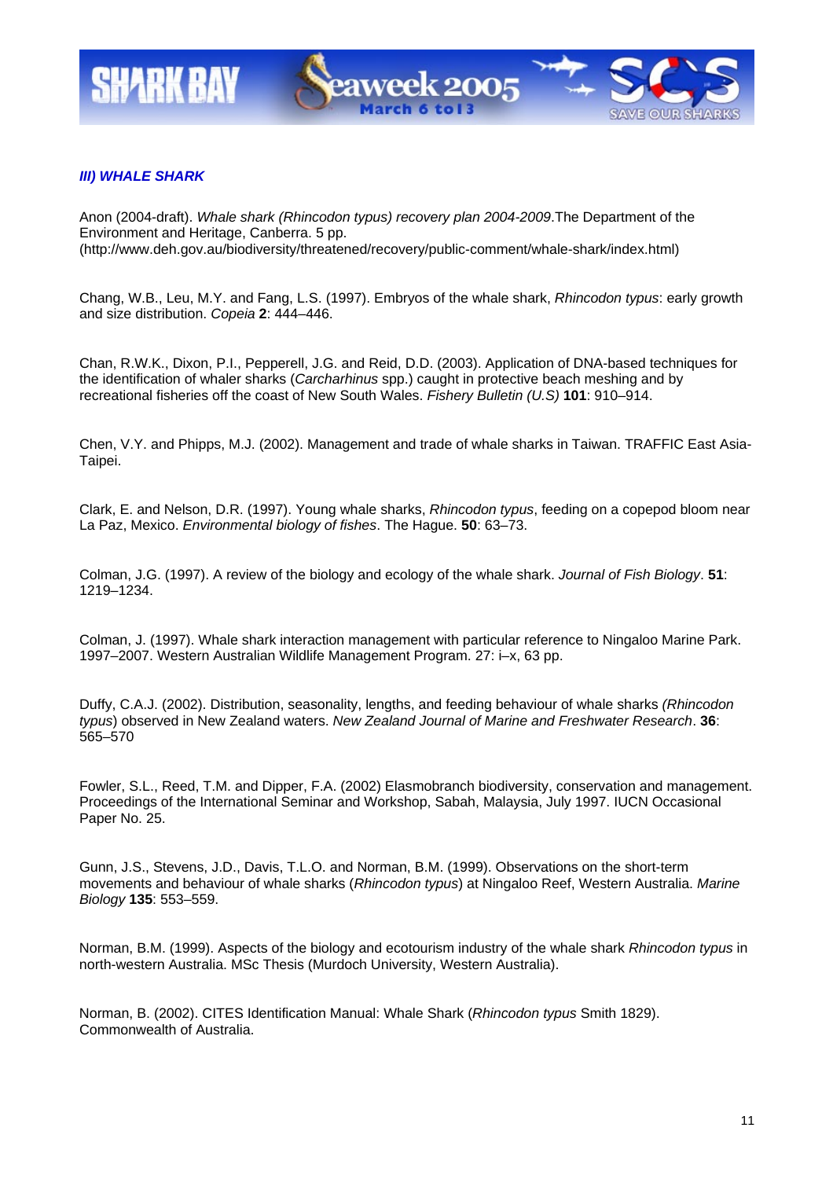### *III) WHALE SHARK*

Anon (2004-draft). *Whale shark (Rhincodon typus) recovery plan 2004-2009*.The Department of the Environment and Heritage, Canberra. 5 pp. (http://www.deh.gov.au/biodiversity/threatened/recovery/public-comment/whale-shark/index.html)

Chang, W.B., Leu, M.Y. and Fang, L.S. (1997). Embryos of the whale shark, *Rhincodon typus*: early growth and size distribution. *Copeia* **2**: 444–446.

Chan, R.W.K., Dixon, P.I., Pepperell, J.G. and Reid, D.D. (2003). Application of DNA-based techniques for the identification of whaler sharks (*Carcharhinus* spp.) caught in protective beach meshing and by recreational fisheries off the coast of New South Wales. *Fishery Bulletin (U.S)* **101**: 910–914.

Chen, V.Y. and Phipps, M.J. (2002). Management and trade of whale sharks in Taiwan. TRAFFIC East Asia-Taipei.

Clark, E. and Nelson, D.R. (1997). Young whale sharks, *Rhincodon typus*, feeding on a copepod bloom near La Paz, Mexico. *Environmental biology of fishes*. The Hague. **50**: 63–73.

Colman, J.G. (1997). A review of the biology and ecology of the whale shark. *Journal of Fish Biology*. **51**: 1219–1234.

Colman, J. (1997). Whale shark interaction management with particular reference to Ningaloo Marine Park. 1997–2007. Western Australian Wildlife Management Program. 27: i–x, 63 pp.

Duffy, C.A.J. (2002). Distribution, seasonality, lengths, and feeding behaviour of whale sharks *(Rhincodon typus*) observed in New Zealand waters. *New Zealand Journal of Marine and Freshwater Research*. **36**: 565–570

Fowler, S.L., Reed, T.M. and Dipper, F.A. (2002) Elasmobranch biodiversity, conservation and management. Proceedings of the International Seminar and Workshop, Sabah, Malaysia, July 1997. IUCN Occasional Paper No. 25.

Gunn, J.S., Stevens, J.D., Davis, T.L.O. and Norman, B.M. (1999). Observations on the short-term movements and behaviour of whale sharks (*Rhincodon typus*) at Ningaloo Reef, Western Australia. *Marine Biology* **135**: 553–559.

Norman, B.M. (1999). Aspects of the biology and ecotourism industry of the whale shark *Rhincodon typus* in north-western Australia. MSc Thesis (Murdoch University, Western Australia).

Norman, B. (2002). CITES Identification Manual: Whale Shark (*Rhincodon typus* Smith 1829). Commonwealth of Australia.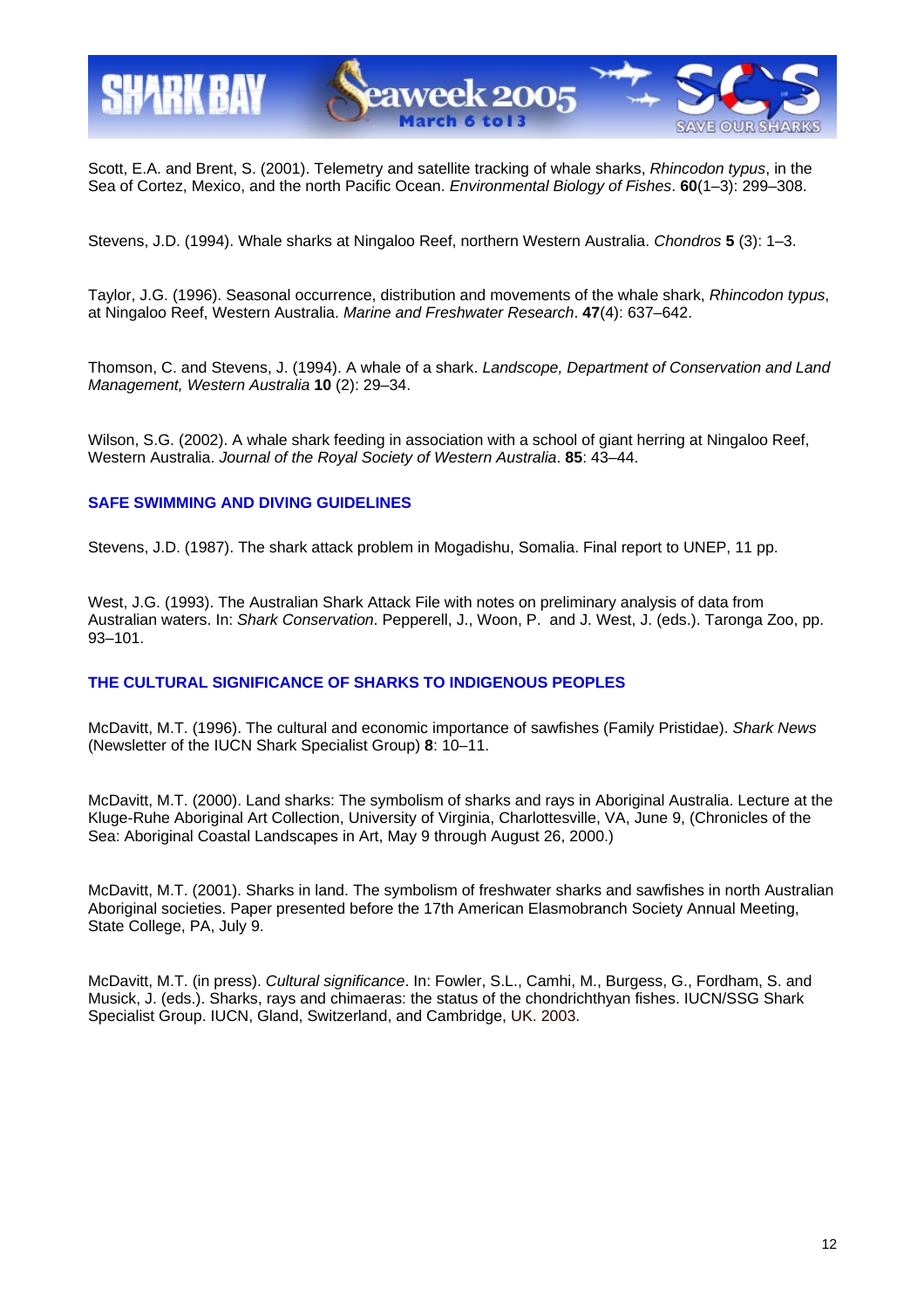Scott, E.A. and Brent, S. (2001). Telemetry and satellite tracking of whale sharks, *Rhincodon typus*, in the Sea of Cortez, Mexico, and the north Pacific Ocean. *Environmental Biology of Fishes*. **60**(1–3): 299–308.

Stevens, J.D. (1994). Whale sharks at Ningaloo Reef, northern Western Australia. *Chondros* **5** (3): 1–3.

Taylor, J.G. (1996). Seasonal occurrence, distribution and movements of the whale shark, *Rhincodon typus*, at Ningaloo Reef, Western Australia. *Marine and Freshwater Research*. **47**(4): 637–642.

Thomson, C. and Stevens, J. (1994). A whale of a shark. *Landscope, Department of Conservation and Land Management, Western Australia* **10** (2): 29–34.

Wilson, S.G. (2002). A whale shark feeding in association with a school of giant herring at Ningaloo Reef, Western Australia. *Journal of the Royal Society of Western Australia*. **85**: 43–44.

## SAFE SWIMMING AND DIVING GUIDELINES

Stevens, J.D. (1987). The shark attack problem in Mogadishu, Somalia. Final report to UNEP, 11 pp.

West, J.G. (1993). The Australian Shark Attack File with notes on preliminary analysis of data from Australian waters. In: *Shark Conservation*. Pepperell, J., Woon, P. and J. West, J. (eds.). Taronga Zoo, pp. 93–101.

## THE CULTURAL SIGNIFICANCE OF SHARKS TO INDIGENOUS PEOPLES

McDavitt, M.T. (1996). The cultural and economic importance of sawfishes (Family Pristidae). *Shark News* (Newsletter of the IUCN Shark Specialist Group) **8**: 10–11.

McDavitt, M.T. (2000). Land sharks: The symbolism of sharks and rays in Aboriginal Australia. Lecture at the Kluge-Ruhe Aboriginal Art Collection, University of Virginia, Charlottesville, VA, June 9, (Chronicles of the Sea: Aboriginal Coastal Landscapes in Art, May 9 through August 26, 2000.)

McDavitt, M.T. (2001). Sharks in land. The symbolism of freshwater sharks and sawfishes in north Australian Aboriginal societies. Paper presented before the 17th American Elasmobranch Society Annual Meeting, State College, PA, July 9.

McDavitt, M.T. (in press). *Cultural significance*. In: Fowler, S.L., Camhi, M., Burgess, G., Fordham, S. and Musick, J. (eds.). Sharks, rays and chimaeras: the status of the chondrichthyan fishes. IUCN/SSG Shark Specialist Group. IUCN, Gland, Switzerland, and Cambridge, UK. 2003.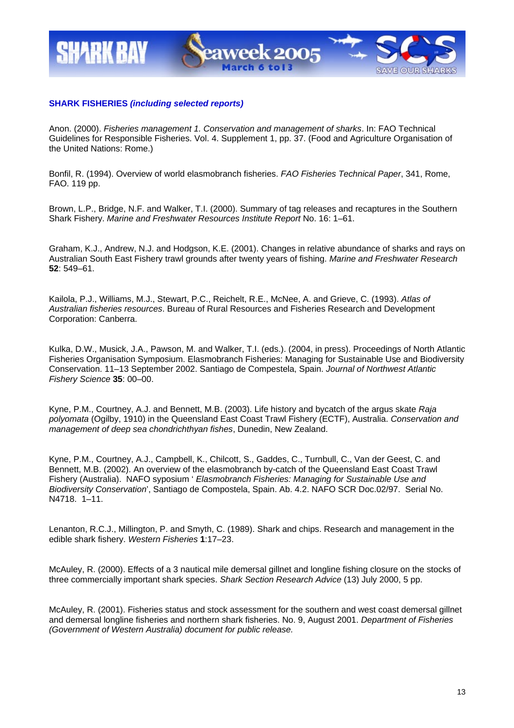**SHARK FISHERIES *(including selected reports)***

Anon. (2000). *Fisheries management 1. Conservation and management of sharks*. In: FAO Technical Guidelines for Responsible Fisheries. Vol. 4. Supplement 1, pp. 37. (Food and Agriculture Organisation of the United Nations: Rome.)

Bonfil, R. (1994). Overview of world elasmobranch fisheries. *FAO Fisheries Technical Paper*, 341, Rome, FAO. 119 pp.

Brown, L.P., Bridge, N.F. and Walker, T.I. (2000). Summary of tag releases and recaptures in the Southern Shark Fishery. *Marine and Freshwater Resources Institute Report* No. 16: 1–61.

Graham, K.J., Andrew, N.J. and Hodgson, K.E. (2001). Changes in relative abundance of sharks and rays on Australian South East Fishery trawl grounds after twenty years of fishing. *Marine and Freshwater Research* **52**: 549–61.

Kailola, P.J., Williams, M.J., Stewart, P.C., Reichelt, R.E., McNee, A. and Grieve, C. (1993). *Atlas of Australian fisheries resources*. Bureau of Rural Resources and Fisheries Research and Development Corporation: Canberra.

Kulka, D.W., Musick, J.A., Pawson, M. and Walker, T.I. (eds.). (2004, in press). Proceedings of North Atlantic Fisheries Organisation Symposium. Elasmobranch Fisheries: Managing for Sustainable Use and Biodiversity Conservation. 11–13 September 2002. Santiago de Competsela, Spain. *Journal of Northwest Atlantic Fishery Science* **35**: 00–00.

Kyne, P.M., Courtney, A.J. and Bennett, M.B. (2003). Life history and bycatch of the argus skate *Raja polyomata* (Ogilby, 1910) in the Queensland East Coast Trawl Fishery (ECTF), Australia. *Conservation and management of deep sea chondrichthyan fishes*, Dunedin, New Zealand.

Kyne, P.M., Courtney, A.J., Campbell, K., Chilcott, S., Gaddes, C., Turnbull, C., Van der Geest, C. and Bennett, M.B. (2002). An overview of the elasmobranch by-catch of the Queensland East Coast Trawl Fishery (Australia). NAFO syposium ' *Elasmobranch Fisheries: Managing for Sustainable Use and Biodiversity Conservation*', Santiago de Compostela, Spain. Ab. 4.2. NAFO SCR Doc.02/97. Serial No. N4718. 1–11.

Lenanton, R.C.J., Millington, P. and Smyth, C. (1989). Shark and chips. Research and management in the edible shark fishery. *Western Fisheries* **1**:17–23.

McAuley, R. (2000). Effects of a 3 nautical mile demersal gillnet and longline fishing closure on the stocks of three commercially important shark species. *Shark Section Research Advice* (13) July 2000, 5 pp.

McAuley, R. (2001). Fisheries status and stock assessment for the southern and west coast demersal gillnet and demersal longline fisheries and northern shark fisheries. No. 9, August 2001. *Department of Fisheries (Government of Western Australia) document for public release.*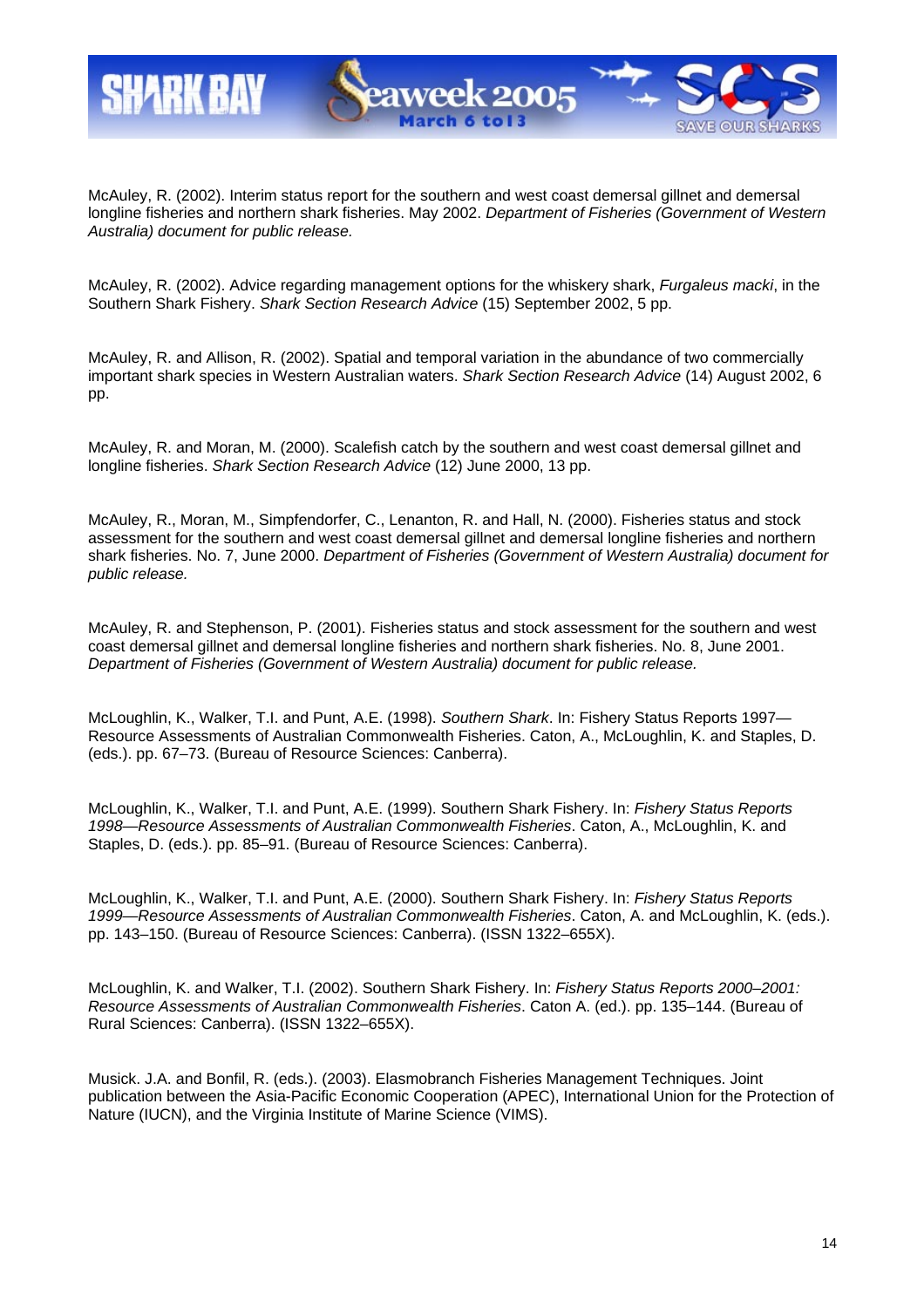McAuley, R. (2002). Interim status report for the southern and west coast demersal gillnet and demersal longline fisheries and northern shark fisheries. May 2002. *Department of Fisheries (Government of Western Australia) document for public release.*

McAuley, R. (2002). Advice regarding management options for the whiskery shark, *Furgaleus macki*, in the Southern Shark Fishery. *Shark Section Research Advice* (15) September 2002, 5 pp.

McAuley, R. and Allison, R. (2002). Spatial and temporal variation in the abundance of two commercially important shark species in Western Australian waters. *Shark Section Research Advice* (14) August 2002, 6 pp.

McAuley, R. and Moran, M. (2000). Scalefish catch by the southern and west coast demersal gillnet and longline fisheries. *Shark Section Research Advice* (12) June 2000, 13 pp.

McAuley, R., Moran, M., Simpfendorfer, C., Lenanton, R. and Hall, N. (2000). Fisheries status and stock assessment for the southern and west coast demersal gillnet and demersal longline fisheries and northern shark fisheries. No. 7, June 2000. *Department of Fisheries (Government of Western Australia) document for public release.*

McAuley, R. and Stephenson, P. (2001). Fisheries status and stock assessment for the southern and west coast demersal gillnet and demersal longline fisheries and northern shark fisheries. No. 8, June 2001. *Department of Fisheries (Government of Western Australia) document for public release.*

McLoughlin, K., Walker, T.I. and Punt, A.E. (1998). *Southern Shark*. In: Fishery Status Reports 1997—Resource Assessments of Australian Commonwealth Fisheries. Caton, A., McLoughlin, K. and Staples, D. (eds.). pp. 67–73. (Bureau of Resource Sciences: Canberra).

McLoughlin, K., Walker, T.I. and Punt, A.E. (1999). Southern Shark Fishery. In: *Fishery Status Reports 1998—Resource Assessments of Australian Commonwealth Fisheries*. Caton, A., McLoughlin, K. and Staples, D. (eds.). pp. 85–91. (Bureau of Resource Sciences: Canberra).

McLoughlin, K., Walker, T.I. and Punt, A.E. (2000). Southern Shark Fishery. In: *Fishery Status Reports 1999—Resource Assessments of Australian Commonwealth Fisheries*. Caton, A. and McLoughlin, K. (eds.). pp. 143–150. (Bureau of Resource Sciences: Canberra). (ISSN 1322–655X).

McLoughlin, K. and Walker, T.I. (2002). Southern Shark Fishery. In: *Fishery Status Reports 2000–2001: Resource Assessments of Australian Commonwealth Fisheries*. Caton A. (ed.). pp. 135–144. (Bureau of Rural Sciences: Canberra). (ISSN 1322–655X).

Musick. J.A. and Bonfil, R. (eds.). (2003). Elasmobranch Fisheries Management Techniques. Joint publication between the Asia-Pacific Economic Cooperation (APEC), International Union for the Protection of Nature (IUCN), and the Virginia Institute of Marine Science (VIMS).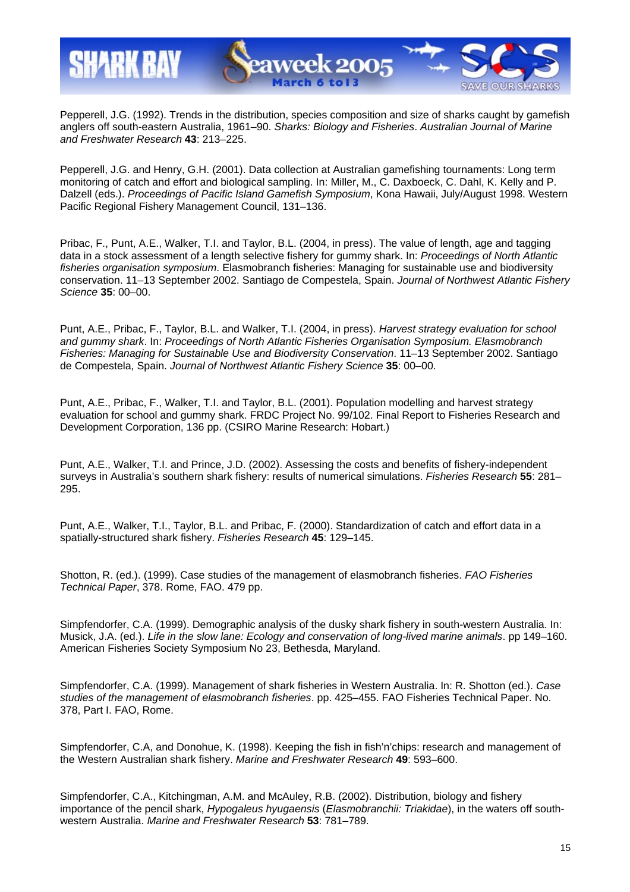Pepperell, J.G. (1992). Trends in the distribution, species composition and size of sharks caught by gamefish anglers off south-eastern Australia, 1961–90. *Sharks: Biology and Fisheries*. *Australian Journal of Marine and Freshwater Research* **43**: 213–225.

Pepperell, J.G. and Henry, G.H. (2001). Data collection at Australian gamefishing tournaments: Long term monitoring of catch and effort and biological sampling. In: Miller, M., C. Daxboeck, C. Dahl, K. Kelly and P. Dalzell (eds.). *Proceedings of Pacific Island Gamefish Symposium*, Kona Hawaii, July/August 1998. Western Pacific Regional Fishery Management Council, 131–136.

Pribac, F., Punt, A.E., Walker, T.I. and Taylor, B.L. (2004, in press). The value of length, age and tagging data in a stock assessment of a length selective fishery for gummy shark. In: *Proceedings of North Atlantic fisheries organisation symposium*. Elasmobranch fisheries: Managing for sustainable use and biodiversity conservation. 11–13 September 2002. Santiago de Compestela, Spain. *Journal of Northwest Atlantic Fishery Science* **35**: 00–00.

Punt, A.E., Pribac, F., Taylor, B.L. and Walker, T.I. (2004, in press). *Harvest strategy evaluation for school and gummy shark*. In: *Proceedings of North Atlantic Fisheries Organisation Symposium. Elasmobranch Fisheries: Managing for Sustainable Use and Biodiversity Conservation*. 11–13 September 2002. Santiago de Compestela, Spain. *Journal of Northwest Atlantic Fishery Science* **35**: 00–00.

Punt, A.E., Pribac, F., Walker, T.I. and Taylor, B.L. (2001). Population modelling and harvest strategy evaluation for school and gummy shark. FRDC Project No. 99/102. Final Report to Fisheries Research and Development Corporation, 136 pp. (CSIRO Marine Research: Hobart.)

Punt, A.E., Walker, T.I. and Prince, J.D. (2002). Assessing the costs and benefits of fishery-independent surveys in Australia's southern shark fishery: results of numerical simulations. *Fisheries Research* **55**: 281–295.

Punt, A.E., Walker, T.I., Taylor, B.L. and Pribac, F. (2000). Standardization of catch and effort data in a spatially-structured shark fishery. *Fisheries Research* **45**: 129–145.

Shotton, R. (ed.). (1999). Case studies of the management of elasmobranch fisheries. *FAO Fisheries Technical Paper*, 378. Rome, FAO. 479 pp.

Simpfendorfer, C.A. (1999). Demographic analysis of the dusky shark fishery in south-western Australia. In: Musick, J.A. (ed.). *Life in the slow lane: Ecology and conservation of long-lived marine animals*. pp 149–160. American Fisheries Society Symposium No 23, Bethesda, Maryland.

Simpfendorfer, C.A. (1999). Management of shark fisheries in Western Australia. In: R. Shotton (ed.). *Case studies of the management of elasmobranch fisheries*. pp. 425–455. FAO Fisheries Technical Paper. No. 378, Part I. FAO, Rome.

Simpfendorfer, C.A, and Donohue, K. (1998). Keeping the fish in fish'n'chips: research and management of the Western Australian shark fishery. *Marine and Freshwater Research* **49**: 593–600.

Simpfendorfer, C.A., Kitchingman, A.M. and McAuley, R.B. (2002). Distribution, biology and fishery importance of the pencil shark, *Hypogaleus hyugaensis* (*Elasmobranchii: Triakidae*), in the waters off south-western Australia. *Marine and Freshwater Research* **53**: 781–789.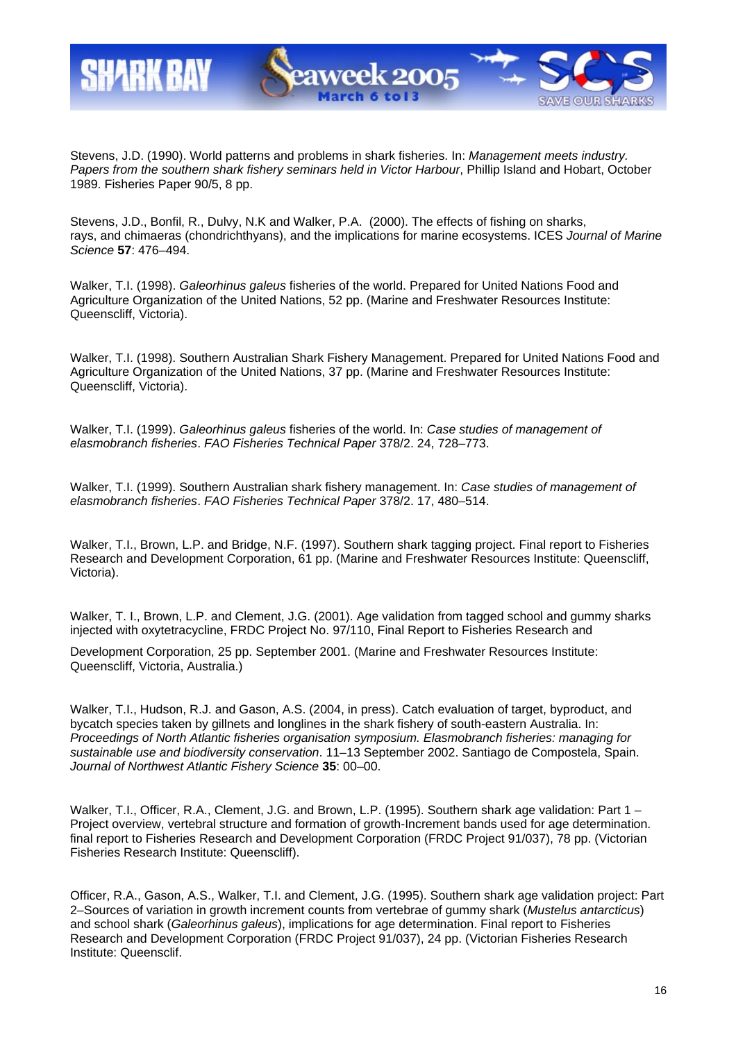Stevens, J.D. (1990). World patterns and problems in shark fisheries. In: *Management meets industry. Papers from the southern shark fishery seminars held in Victor Harbour*, Phillip Island and Hobart, October 1989. Fisheries Paper 90/5, 8 pp.

Stevens, J.D., Bonfil, R., Dulvy, N.K and Walker, P.A. (2000). The effects of fishing on sharks, rays, and chimaeras (chondrichthyans), and the implications for marine ecosystems. ICES *Journal of Marine Science* **57**: 476–494.

Walker, T.I. (1998). *Galeorhinus galeus* fisheries of the world. Prepared for United Nations Food and Agriculture Organization of the United Nations, 52 pp. (Marine and Freshwater Resources Institute: Queenscliff, Victoria).

Walker, T.I. (1998). Southern Australian Shark Fishery Management. Prepared for United Nations Food and Agriculture Organization of the United Nations, 37 pp. (Marine and Freshwater Resources Institute: Queenscliff, Victoria).

Walker, T.I. (1999). *Galeorhinus galeus* fisheries of the world. In: *Case studies of management of elasmobranch fisheries*. *FAO Fisheries Technical Paper* 378/2. 24, 728–773.

Walker, T.I. (1999). Southern Australian shark fishery management. In: *Case studies of management of elasmobranch fisheries*. *FAO Fisheries Technical Paper* 378/2. 17, 480–514.

Walker, T.I., Brown, L.P. and Bridge, N.F. (1997). Southern shark tagging project. Final report to Fisheries Research and Development Corporation, 61 pp. (Marine and Freshwater Resources Institute: Queenscliff, Victoria).

Walker, T. I., Brown, L.P. and Clement, J.G. (2001). Age validation from tagged school and gummy sharks injected with oxytetracycline, FRDC Project No. 97/110, Final Report to Fisheries Research and Development Corporation, 25 pp. September 2001. (Marine and Freshwater Resources Institute: Queenscliff, Victoria, Australia.)

Walker, T.I., Hudson, R.J. and Gason, A.S. (2004, in press). Catch evaluation of target, byproduct, and bycatch species taken by gillnets and longlines in the shark fishery of south-eastern Australia. In: *Proceedings of North Atlantic fisheries organisation symposium. Elasmobranch fisheries: managing for sustainable use and biodiversity conservation*. 11–13 September 2002. Santiago de Compostela, Spain. *Journal of Northwest Atlantic Fishery Science* **35**: 00–00.

Walker, T.I., Officer, R.A., Clement, J.G. and Brown, L.P. (1995). Southern shark age validation: Part 1 – Project overview, vertebral structure and formation of growth-Increment bands used for age determination. final report to Fisheries Research and Development Corporation (FRDC Project 91/037), 78 pp. (Victorian Fisheries Research Institute: Queenscliff).

Officer, R.A., Gason, A.S., Walker, T.I. and Clement, J.G. (1995). Southern shark age validation project: Part 2–Sources of variation in growth increment counts from vertebrae of gummy shark (*Mustelus antarcticus*) and school shark (*Galeorhinus galeus*), implications for age determination. Final report to Fisheries Research and Development Corporation (FRDC Project 91/037), 24 pp. (Victorian Fisheries Research Institute: Queensclif.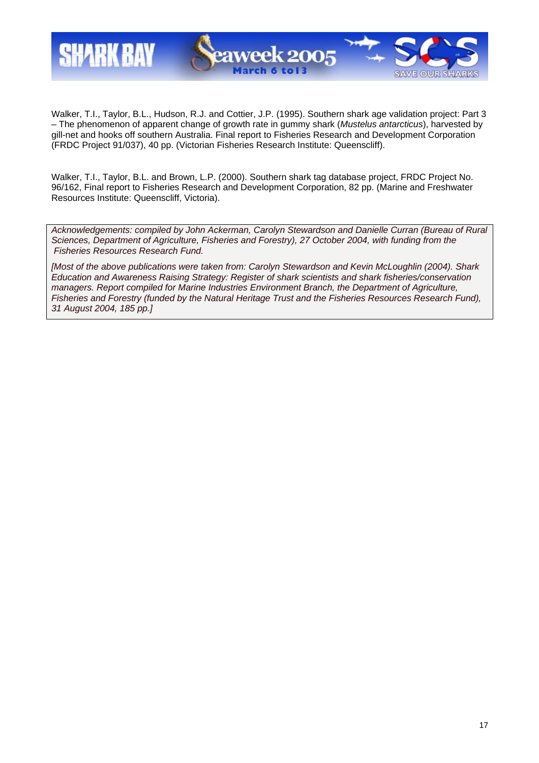Walker, T.I., Taylor, B.L., Hudson, R.J. and Cottier, J.P. (1995). Southern shark age validation project: Part 3 – The phenomenon of apparent change of growth rate in gummy shark (*Mustelus antarcticus*), harvested by gill-net and hooks off southern Australia. Final report to Fisheries Research and Development Corporation (FRDC Project 91/037), 40 pp. (Victorian Fisheries Research Institute: Queenscliff).

Walker, T.I., Taylor, B.L. and Brown, L.P. (2000). Southern shark tag database project, FRDC Project No. 96/162, Final report to Fisheries Research and Development Corporation, 82 pp. (Marine and Freshwater Resources Institute: Queenscliff, Victoria).

*Acknowledgements: compiled by John Ackerman, Carolyn Stewardson and Danielle Curran (Bureau of Rural Sciences, Department of Agriculture, Fisheries and Forestry), 27 October 2004, with funding from the Fisheries Resources Research Fund.*

*[Most of the above publications were taken from: Carolyn Stewardson and Kevin McLoughlin (2004). Shark Education and Awareness Raising Strategy: Register of shark scientists and shark fisheries/conservation managers. Report compiled for Marine Industries Environment Branch, the Department of Agriculture, Fisheries and Forestry (funded by the Natural Heritage Trust and the Fisheries Resources Research Fund), 31 August 2004, 185 pp.]*